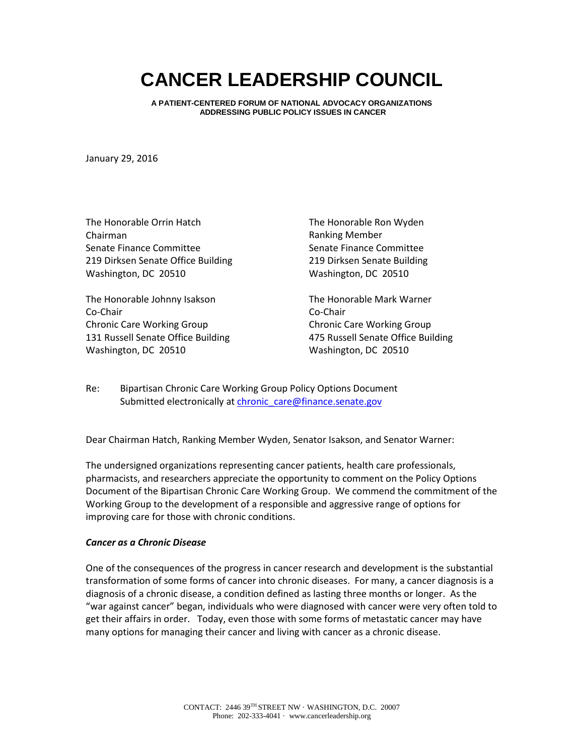# CANCER LEADERSHIP COUNCIL

**A PATIENT-CENTERED FORUM OF NATIONAL ADVOCACY ORGANIZATIONS ADDRESSING PUBLIC POLICY ISSUES IN CANCER**

January 29, 2016

The Honorable Orrin Hatch
Chairman
Senate Finance Committee
219 Dirksen Senate Office Building
Washington, DC 20510

The Honorable Ron Wyden
Ranking Member
Senate Finance Committee
219 Dirksen Senate Building
Washington, DC 20510

The Honorable Johnny Isakson
Co-Chair
Chronic Care Working Group
131 Russell Senate Office Building
Washington, DC 20510

The Honorable Mark Warner
Co-Chair
Chronic Care Working Group
475 Russell Senate Office Building
Washington, DC 20510

Re: Bipartisan Chronic Care Working Group Policy Options Document
Submitted electronically at chronic_care@finance.senate.gov

Dear Chairman Hatch, Ranking Member Wyden, Senator Isakson, and Senator Warner:

The undersigned organizations representing cancer patients, health care professionals, pharmacists, and researchers appreciate the opportunity to comment on the Policy Options Document of the Bipartisan Chronic Care Working Group. We commend the commitment of the Working Group to the development of a responsible and aggressive range of options for improving care for those with chronic conditions.

***Cancer as a Chronic Disease***

One of the consequences of the progress in cancer research and development is the substantial transformation of some forms of cancer into chronic diseases. For many, a cancer diagnosis is a diagnosis of a chronic disease, a condition defined as lasting three months or longer. As the "war against cancer" began, individuals who were diagnosed with cancer were very often told to get their affairs in order. Today, even those with some forms of metastatic cancer may have many options for managing their cancer and living with cancer as a chronic disease.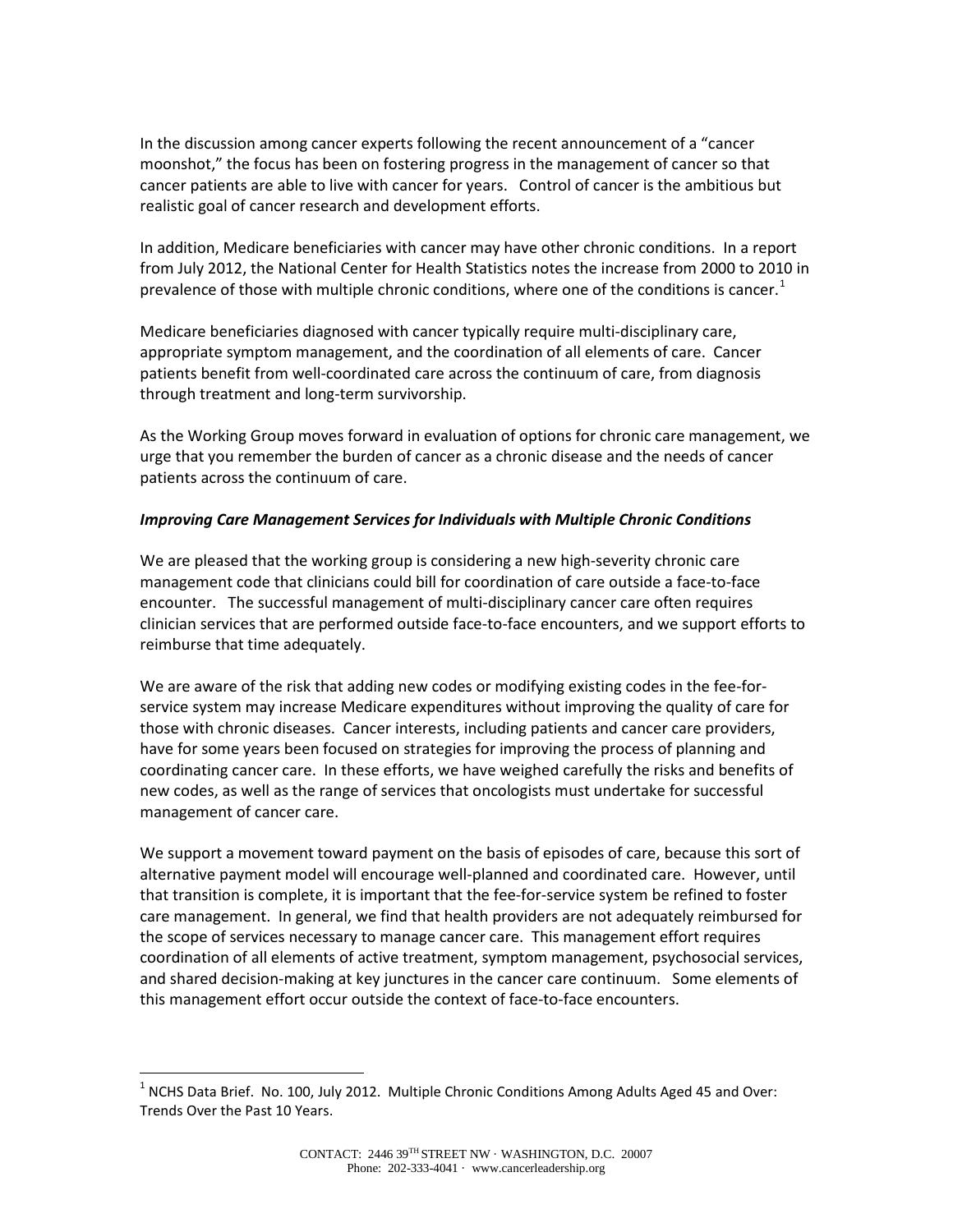In the discussion among cancer experts following the recent announcement of a "cancer moonshot," the focus has been on fostering progress in the management of cancer so that cancer patients are able to live with cancer for years. Control of cancer is the ambitious but realistic goal of cancer research and development efforts.

In addition, Medicare beneficiaries with cancer may have other chronic conditions. In a report from July 2012, the National Center for Health Statistics notes the increase from 2000 to 2010 in prevalence of those with multiple chronic conditions, where one of the conditions is cancer.[1]

Medicare beneficiaries diagnosed with cancer typically require multi-disciplinary care, appropriate symptom management, and the coordination of all elements of care. Cancer patients benefit from well-coordinated care across the continuum of care, from diagnosis through treatment and long-term survivorship.

As the Working Group moves forward in evaluation of options for chronic care management, we urge that you remember the burden of cancer as a chronic disease and the needs of cancer patients across the continuum of care.

***Improving Care Management Services for Individuals with Multiple Chronic Conditions***

We are pleased that the working group is considering a new high-severity chronic care management code that clinicians could bill for coordination of care outside a face-to-face encounter. The successful management of multi-disciplinary cancer care often requires clinician services that are performed outside face-to-face encounters, and we support efforts to reimburse that time adequately.

We are aware of the risk that adding new codes or modifying existing codes in the fee-for-service system may increase Medicare expenditures without improving the quality of care for those with chronic diseases. Cancer interests, including patients and cancer care providers, have for some years been focused on strategies for improving the process of planning and coordinating cancer care. In these efforts, we have weighed carefully the risks and benefits of new codes, as well as the range of services that oncologists must undertake for successful management of cancer care.

We support a movement toward payment on the basis of episodes of care, because this sort of alternative payment model will encourage well-planned and coordinated care. However, until that transition is complete, it is important that the fee-for-service system be refined to foster care management. In general, we find that health providers are not adequately reimbursed for the scope of services necessary to manage cancer care. This management effort requires coordination of all elements of active treatment, symptom management, psychosocial services, and shared decision-making at key junctures in the cancer care continuum. Some elements of this management effort occur outside the context of face-to-face encounters.

[1] NCHS Data Brief. No. 100, July 2012. Multiple Chronic Conditions Among Adults Aged 45 and Over: Trends Over the Past 10 Years.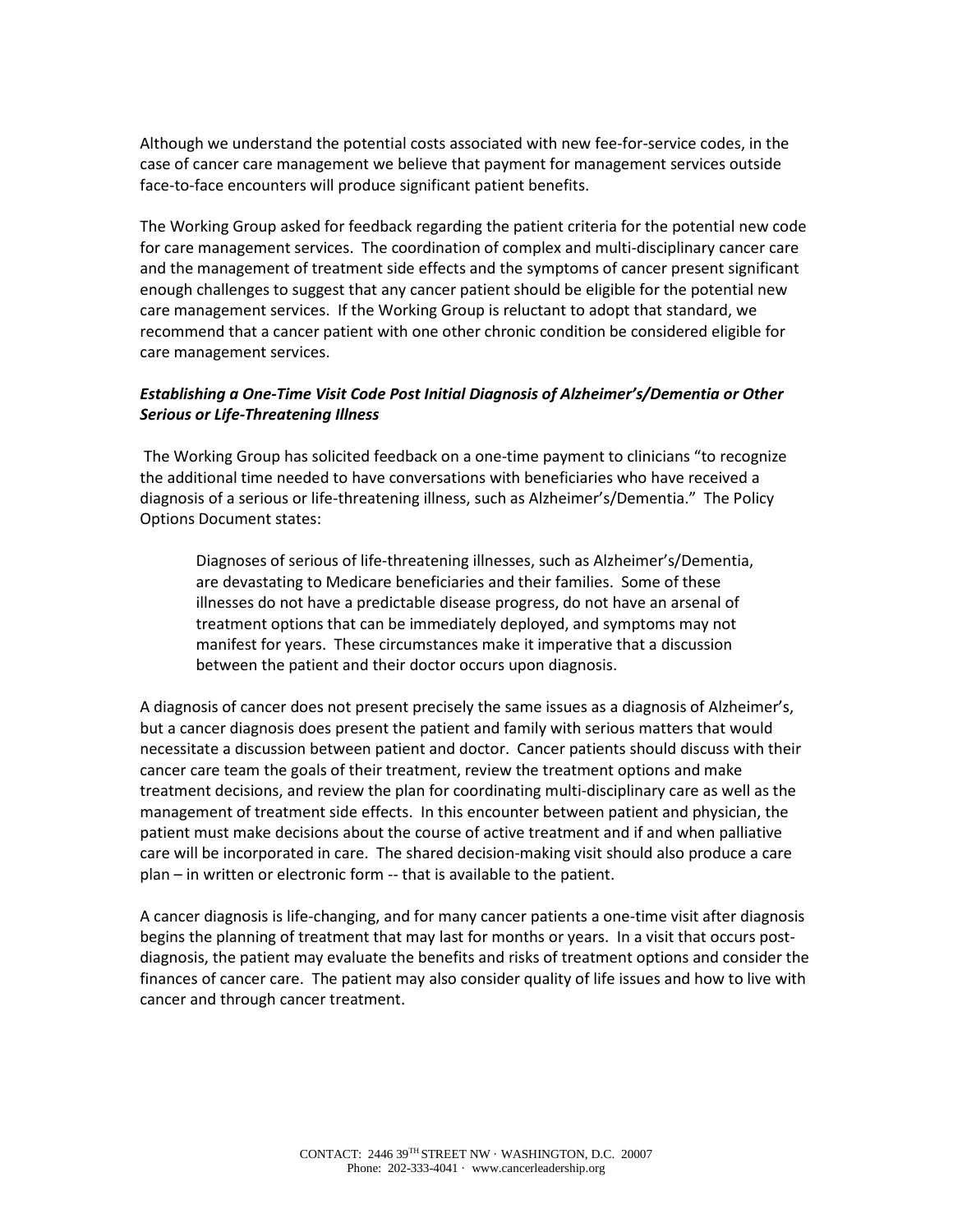Although we understand the potential costs associated with new fee-for-service codes, in the case of cancer care management we believe that payment for management services outside face-to-face encounters will produce significant patient benefits.

The Working Group asked for feedback regarding the patient criteria for the potential new code for care management services. The coordination of complex and multi-disciplinary cancer care and the management of treatment side effects and the symptoms of cancer present significant enough challenges to suggest that any cancer patient should be eligible for the potential new care management services. If the Working Group is reluctant to adopt that standard, we recommend that a cancer patient with one other chronic condition be considered eligible for care management services.

***Establishing a One-Time Visit Code Post Initial Diagnosis of Alzheimer's/Dementia or Other Serious or Life-Threatening Illness***

The Working Group has solicited feedback on a one-time payment to clinicians "to recognize the additional time needed to have conversations with beneficiaries who have received a diagnosis of a serious or life-threatening illness, such as Alzheimer's/Dementia." The Policy Options Document states:

> Diagnoses of serious of life-threatening illnesses, such as Alzheimer's/Dementia, are devastating to Medicare beneficiaries and their families. Some of these illnesses do not have a predictable disease progress, do not have an arsenal of treatment options that can be immediately deployed, and symptoms may not manifest for years. These circumstances make it imperative that a discussion between the patient and their doctor occurs upon diagnosis.

A diagnosis of cancer does not present precisely the same issues as a diagnosis of Alzheimer's, but a cancer diagnosis does present the patient and family with serious matters that would necessitate a discussion between patient and doctor. Cancer patients should discuss with their cancer care team the goals of their treatment, review the treatment options and make treatment decisions, and review the plan for coordinating multi-disciplinary care as well as the management of treatment side effects. In this encounter between patient and physician, the patient must make decisions about the course of active treatment and if and when palliative care will be incorporated in care. The shared decision-making visit should also produce a care plan – in written or electronic form -- that is available to the patient.

A cancer diagnosis is life-changing, and for many cancer patients a one-time visit after diagnosis begins the planning of treatment that may last for months or years. In a visit that occurs post-diagnosis, the patient may evaluate the benefits and risks of treatment options and consider the finances of cancer care. The patient may also consider quality of life issues and how to live with cancer and through cancer treatment.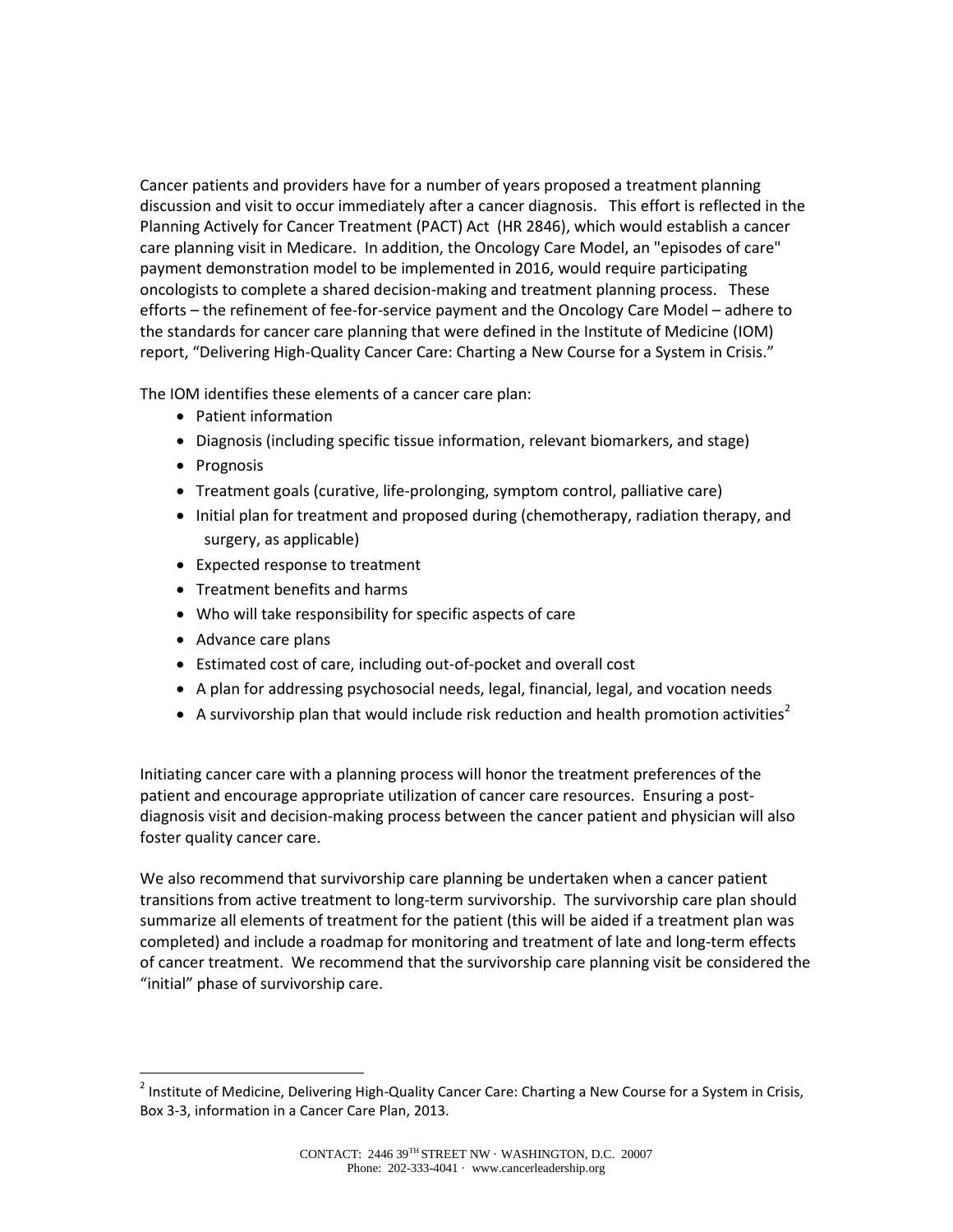Cancer patients and providers have for a number of years proposed a treatment planning discussion and visit to occur immediately after a cancer diagnosis.   This effort is reflected in the Planning Actively for Cancer Treatment (PACT) Act  (HR 2846), which would establish a cancer care planning visit in Medicare.  In addition, the Oncology Care Model, an "episodes of care" payment demonstration model to be implemented in 2016, would require participating oncologists to complete a shared decision-making and treatment planning process.   These efforts – the refinement of fee-for-service payment and the Oncology Care Model – adhere to the standards for cancer care planning that were defined in the Institute of Medicine (IOM) report, "Delivering High-Quality Cancer Care: Charting a New Course for a System in Crisis."

The IOM identifies these elements of a cancer care plan:

- Patient information
- Diagnosis (including specific tissue information, relevant biomarkers, and stage)
- Prognosis
- Treatment goals (curative, life-prolonging, symptom control, palliative care)
- Initial plan for treatment and proposed during (chemotherapy, radiation therapy, and surgery, as applicable)
- Expected response to treatment
- Treatment benefits and harms
- Who will take responsibility for specific aspects of care
- Advance care plans
- Estimated cost of care, including out-of-pocket and overall cost
- A plan for addressing psychosocial needs, legal, financial, legal, and vocation needs
- A survivorship plan that would include risk reduction and health promotion activities[2]

Initiating cancer care with a planning process will honor the treatment preferences of the patient and encourage appropriate utilization of cancer care resources.  Ensuring a post-diagnosis visit and decision-making process between the cancer patient and physician will also foster quality cancer care.

We also recommend that survivorship care planning be undertaken when a cancer patient transitions from active treatment to long-term survivorship.  The survivorship care plan should summarize all elements of treatment for the patient (this will be aided if a treatment plan was completed) and include a roadmap for monitoring and treatment of late and long-term effects of cancer treatment.  We recommend that the survivorship care planning visit be considered the "initial" phase of survivorship care.

---

[2] Institute of Medicine, Delivering High-Quality Cancer Care: Charting a New Course for a System in Crisis, Box 3-3, information in a Cancer Care Plan, 2013.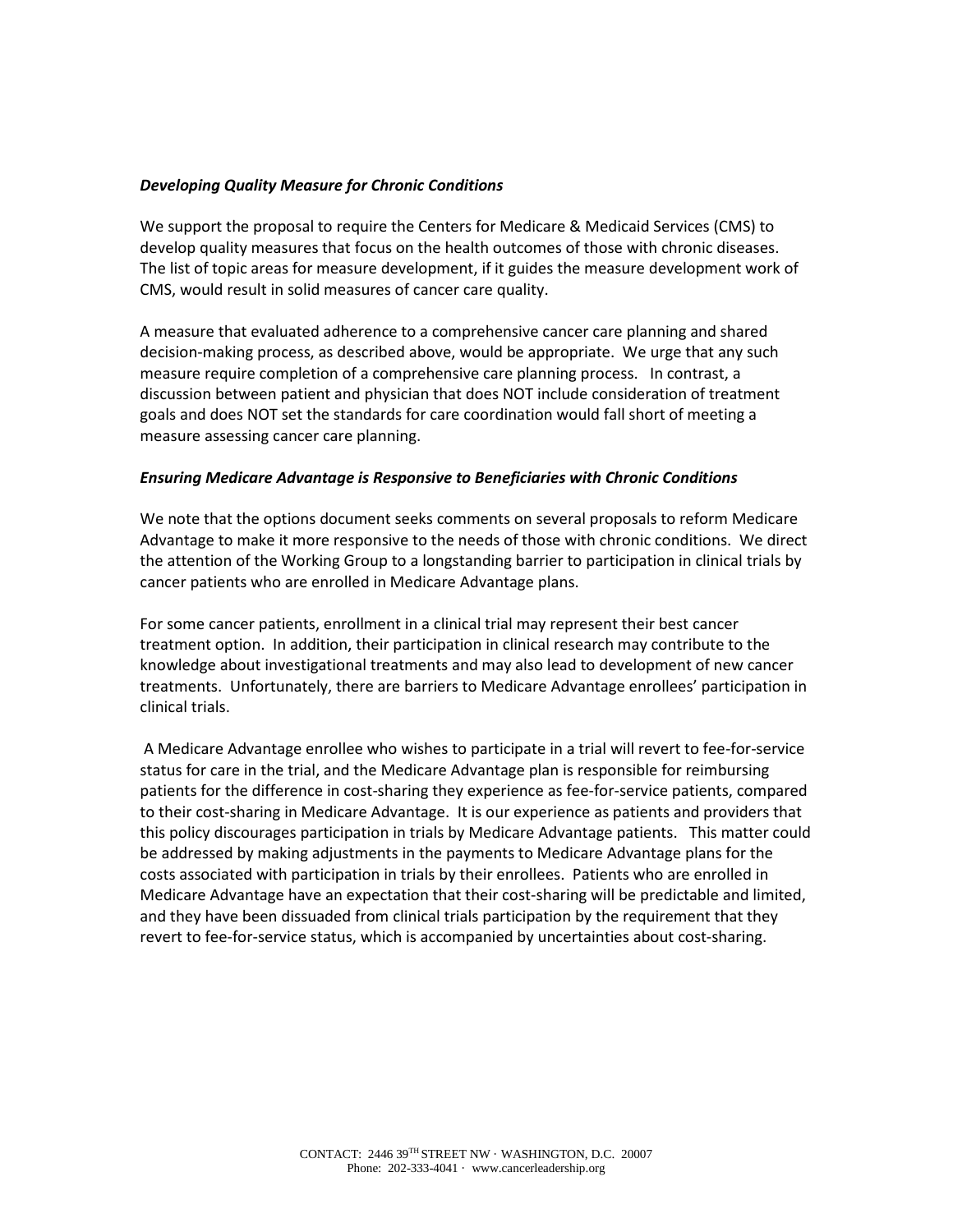***Developing Quality Measure for Chronic Conditions***

We support the proposal to require the Centers for Medicare & Medicaid Services (CMS) to develop quality measures that focus on the health outcomes of those with chronic diseases. The list of topic areas for measure development, if it guides the measure development work of CMS, would result in solid measures of cancer care quality.

A measure that evaluated adherence to a comprehensive cancer care planning and shared decision-making process, as described above, would be appropriate. We urge that any such measure require completion of a comprehensive care planning process. In contrast, a discussion between patient and physician that does NOT include consideration of treatment goals and does NOT set the standards for care coordination would fall short of meeting a measure assessing cancer care planning.

***Ensuring Medicare Advantage is Responsive to Beneficiaries with Chronic Conditions***

We note that the options document seeks comments on several proposals to reform Medicare Advantage to make it more responsive to the needs of those with chronic conditions. We direct the attention of the Working Group to a longstanding barrier to participation in clinical trials by cancer patients who are enrolled in Medicare Advantage plans.

For some cancer patients, enrollment in a clinical trial may represent their best cancer treatment option. In addition, their participation in clinical research may contribute to the knowledge about investigational treatments and may also lead to development of new cancer treatments. Unfortunately, there are barriers to Medicare Advantage enrollees' participation in clinical trials.

A Medicare Advantage enrollee who wishes to participate in a trial will revert to fee-for-service status for care in the trial, and the Medicare Advantage plan is responsible for reimbursing patients for the difference in cost-sharing they experience as fee-for-service patients, compared to their cost-sharing in Medicare Advantage. It is our experience as patients and providers that this policy discourages participation in trials by Medicare Advantage patients. This matter could be addressed by making adjustments in the payments to Medicare Advantage plans for the costs associated with participation in trials by their enrollees. Patients who are enrolled in Medicare Advantage have an expectation that their cost-sharing will be predictable and limited, and they have been dissuaded from clinical trials participation by the requirement that they revert to fee-for-service status, which is accompanied by uncertainties about cost-sharing.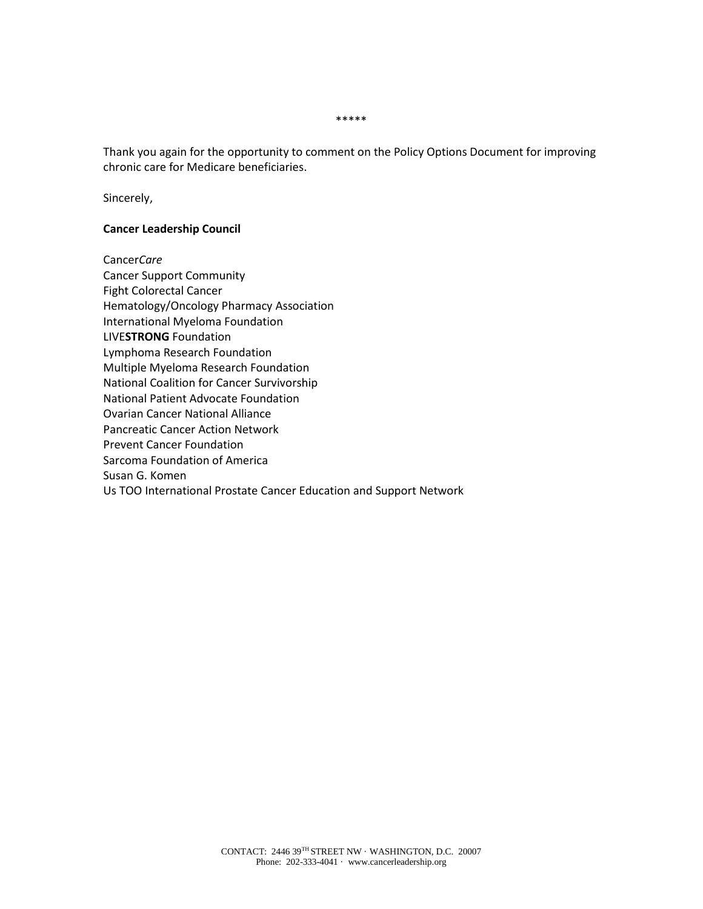\*\*\*\*\*

Thank you again for the opportunity to comment on the Policy Options Document for improving chronic care for Medicare beneficiaries.

Sincerely,

**Cancer Leadership Council**

Cancer*Care*
Cancer Support Community
Fight Colorectal Cancer
Hematology/Oncology Pharmacy Association
International Myeloma Foundation
LIVE**STRONG** Foundation
Lymphoma Research Foundation
Multiple Myeloma Research Foundation
National Coalition for Cancer Survivorship
National Patient Advocate Foundation
Ovarian Cancer National Alliance
Pancreatic Cancer Action Network
Prevent Cancer Foundation
Sarcoma Foundation of America
Susan G. Komen
Us TOO International Prostate Cancer Education and Support Network

CONTACT: 2446 39TH STREET NW · WASHINGTON, D.C. 20007
Phone: 202-333-4041 · www.cancerleadership.org